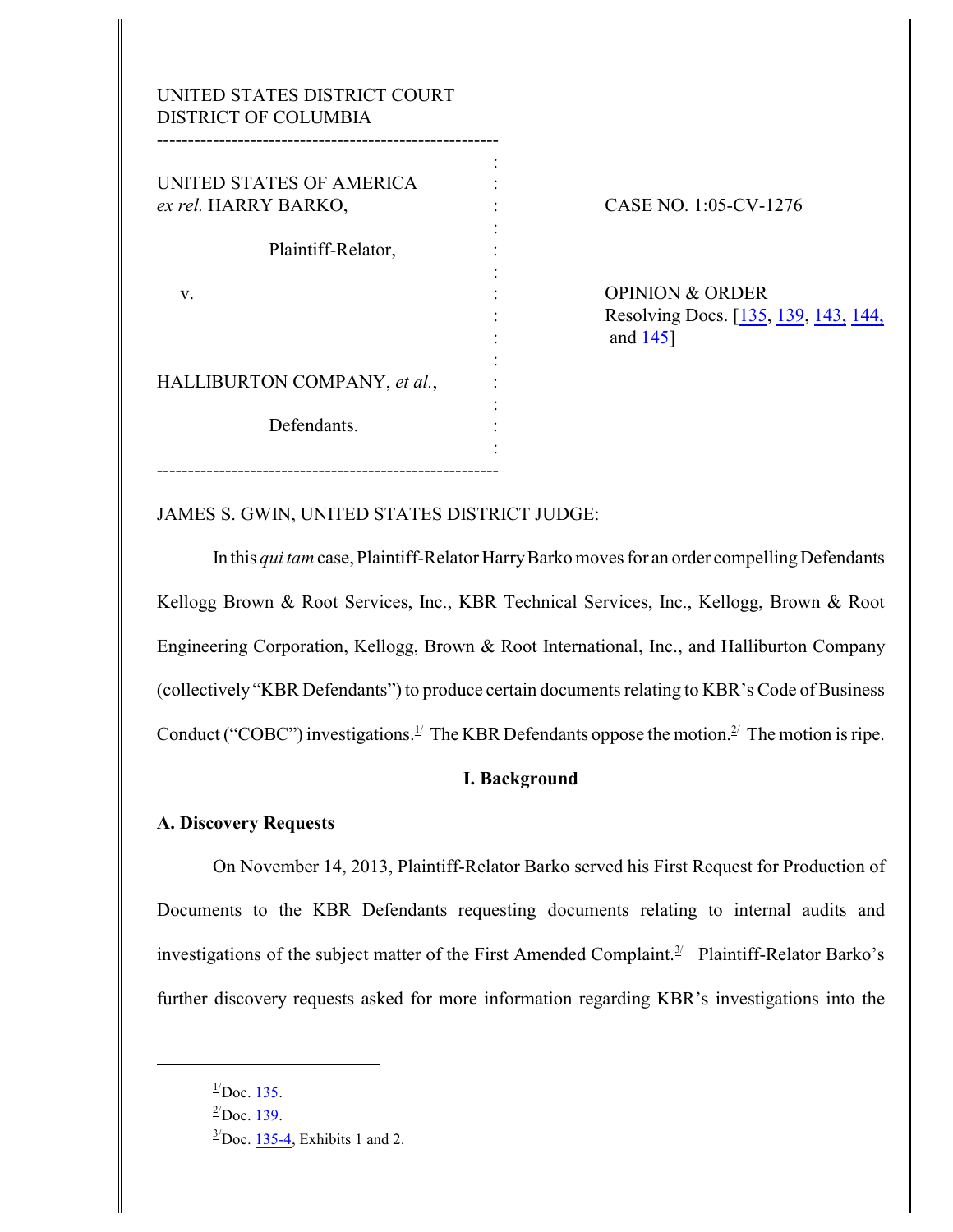UNITED STATES DISTRICT COURT
DISTRICT OF COLUMBIA

| | | |
|---|---|---|
| UNITED STATES OF AMERICA *ex rel.* HARRY BARKO, | : | CASE NO. 1:05-CV-1276 |
| Plaintiff-Relator, | : | |
| v. | : | OPINION & ORDER Resolving Docs. [135, 139, 143, 144, and 145] |
| HALLIBURTON COMPANY, *et al.*, | : | |
| Defendants. | : | |

JAMES S. GWIN, UNITED STATES DISTRICT JUDGE:

In this *qui tam* case, Plaintiff-Relator Harry Barko moves for an order compelling Defendants Kellogg Brown & Root Services, Inc., KBR Technical Services, Inc., Kellogg, Brown & Root Engineering Corporation, Kellogg, Brown & Root International, Inc., and Halliburton Company (collectively "KBR Defendants") to produce certain documents relating to KBR's Code of Business Conduct ("COBC") investigations.[1] The KBR Defendants oppose the motion.[2] The motion is ripe.

## I. Background

### A. Discovery Requests

On November 14, 2013, Plaintiff-Relator Barko served his First Request for Production of Documents to the KBR Defendants requesting documents relating to internal audits and investigations of the subject matter of the First Amended Complaint.[3] Plaintiff-Relator Barko's further discovery requests asked for more information regarding KBR's investigations into the

---

[1] Doc. 135.

[2] Doc. 139.

[3] Doc. 135-4, Exhibits 1 and 2.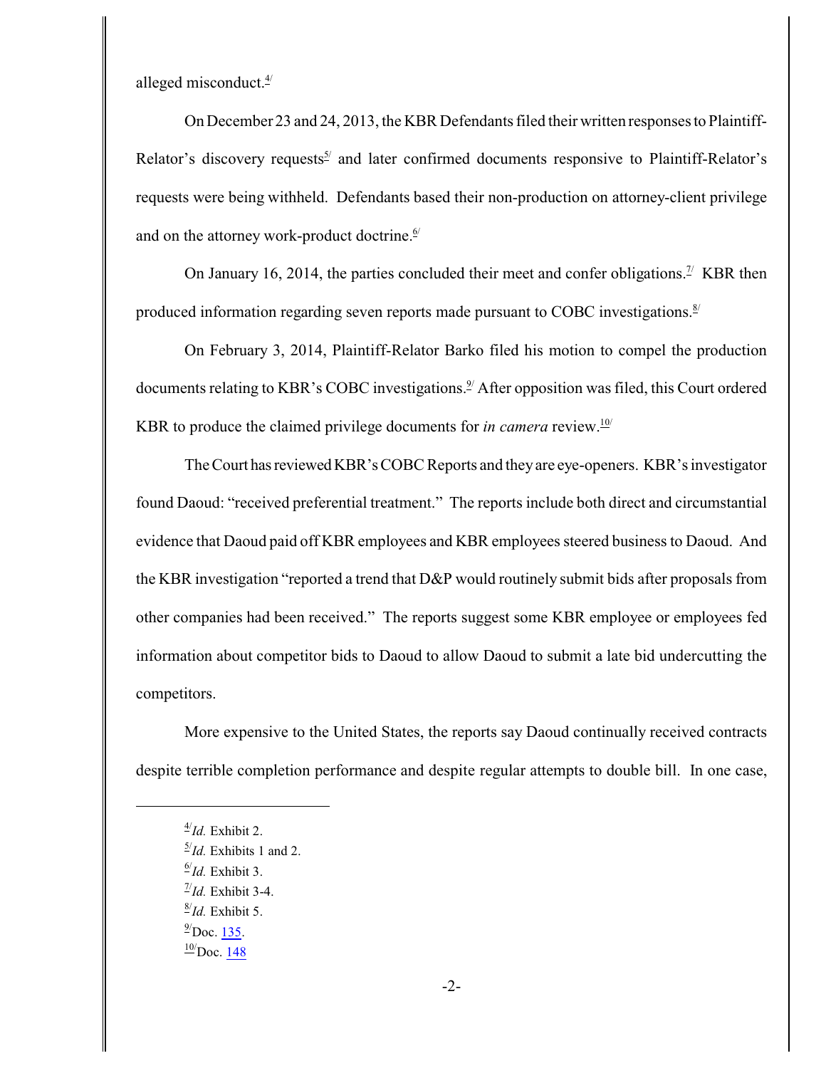alleged misconduct.[4]

On December 23 and 24, 2013, the KBR Defendants filed their written responses to Plaintiff-Relator's discovery requests[5] and later confirmed documents responsive to Plaintiff-Relator's requests were being withheld. Defendants based their non-production on attorney-client privilege and on the attorney work-product doctrine.[6]

On January 16, 2014, the parties concluded their meet and confer obligations.[7] KBR then produced information regarding seven reports made pursuant to COBC investigations.[8]

On February 3, 2014, Plaintiff-Relator Barko filed his motion to compel the production documents relating to KBR's COBC investigations.[9] After opposition was filed, this Court ordered KBR to produce the claimed privilege documents for *in camera* review.[10]

The Court has reviewed KBR's COBC Reports and they are eye-openers. KBR's investigator found Daoud: "received preferential treatment." The reports include both direct and circumstantial evidence that Daoud paid off KBR employees and KBR employees steered business to Daoud. And the KBR investigation "reported a trend that D&P would routinely submit bids after proposals from other companies had been received." The reports suggest some KBR employee or employees fed information about competitor bids to Daoud to allow Daoud to submit a late bid undercutting the competitors.

More expensive to the United States, the reports say Daoud continually received contracts despite terrible completion performance and despite regular attempts to double bill. In one case,

---

[4] *Id.* Exhibit 2.

[5] *Id.* Exhibits 1 and 2.

[6] *Id.* Exhibit 3.

[7] *Id.* Exhibit 3-4.

[8] *Id.* Exhibit 5.

[9] Doc. 135.

[10] Doc. 148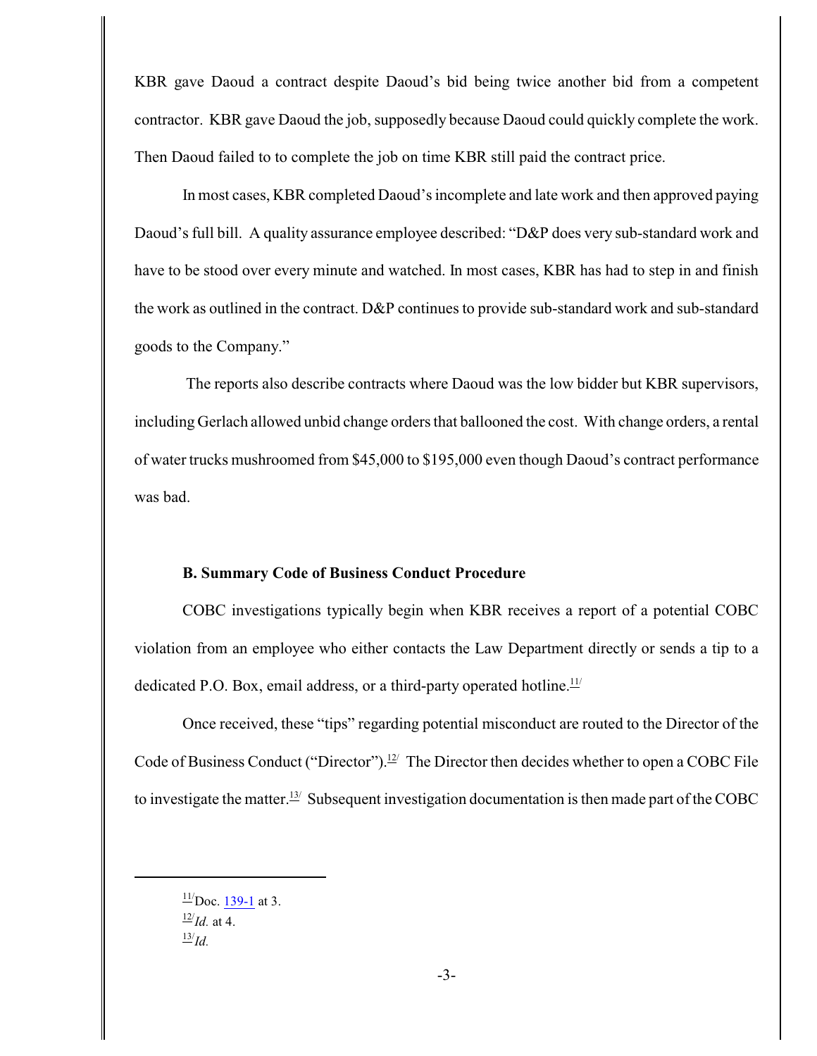KBR gave Daoud a contract despite Daoud's bid being twice another bid from a competent contractor. KBR gave Daoud the job, supposedly because Daoud could quickly complete the work. Then Daoud failed to to complete the job on time KBR still paid the contract price.

In most cases, KBR completed Daoud's incomplete and late work and then approved paying Daoud's full bill. A quality assurance employee described: "D&P does very sub-standard work and have to be stood over every minute and watched. In most cases, KBR has had to step in and finish the work as outlined in the contract. D&P continues to provide sub-standard work and sub-standard goods to the Company."

The reports also describe contracts where Daoud was the low bidder but KBR supervisors, including Gerlach allowed unbid change orders that ballooned the cost. With change orders, a rental of water trucks mushroomed from $45,000 to $195,000 even though Daoud's contract performance was bad.

### B. Summary Code of Business Conduct Procedure

COBC investigations typically begin when KBR receives a report of a potential COBC violation from an employee who either contacts the Law Department directly or sends a tip to a dedicated P.O. Box, email address, or a third-party operated hotline.[11]

Once received, these "tips" regarding potential misconduct are routed to the Director of the Code of Business Conduct ("Director").[12] The Director then decides whether to open a COBC File to investigate the matter.[13] Subsequent investigation documentation is then made part of the COBC

---

[11] Doc. 139-1 at 3.

[12] *Id.* at 4.

[13] *Id.*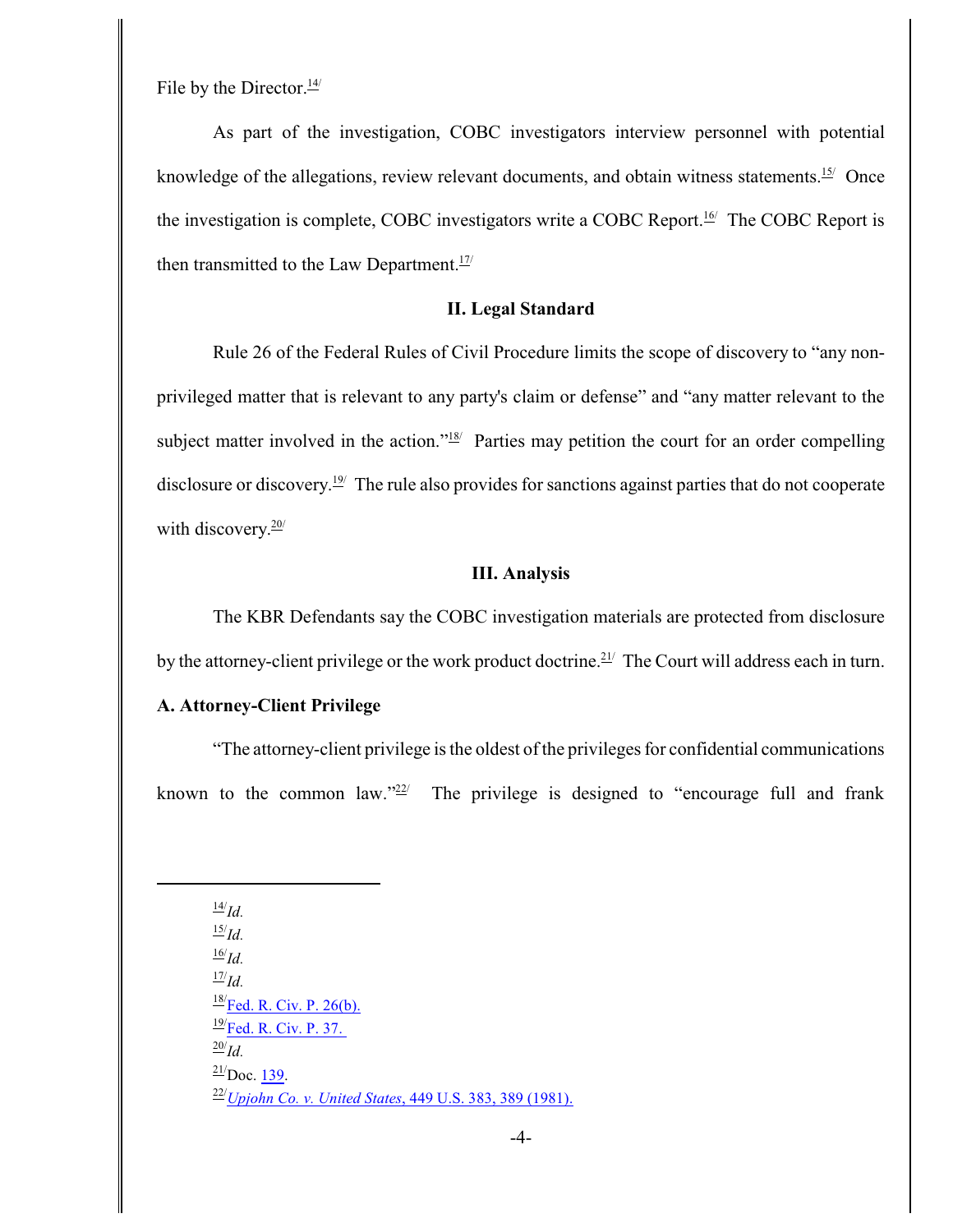File by the Director.[14]

As part of the investigation, COBC investigators interview personnel with potential knowledge of the allegations, review relevant documents, and obtain witness statements.[15] Once the investigation is complete, COBC investigators write a COBC Report.[16] The COBC Report is then transmitted to the Law Department.[17]

## II. Legal Standard

Rule 26 of the Federal Rules of Civil Procedure limits the scope of discovery to "any non-privileged matter that is relevant to any party's claim or defense" and "any matter relevant to the subject matter involved in the action."[18] Parties may petition the court for an order compelling disclosure or discovery.[19] The rule also provides for sanctions against parties that do not cooperate with discovery.[20]

## III. Analysis

The KBR Defendants say the COBC investigation materials are protected from disclosure by the attorney-client privilege or the work product doctrine.[21] The Court will address each in turn.

### A. Attorney-Client Privilege

"The attorney-client privilege is the oldest of the privileges for confidential communications known to the common law."[22] The privilege is designed to "encourage full and frank

---

[14] *Id.*
[15] *Id.*
[16] *Id.*
[17] *Id.*
[18] Fed. R. Civ. P. 26(b).
[19] Fed. R. Civ. P. 37.
[20] *Id.*
[21] Doc. 139.
[22] *Upjohn Co. v. United States*, 449 U.S. 383, 389 (1981).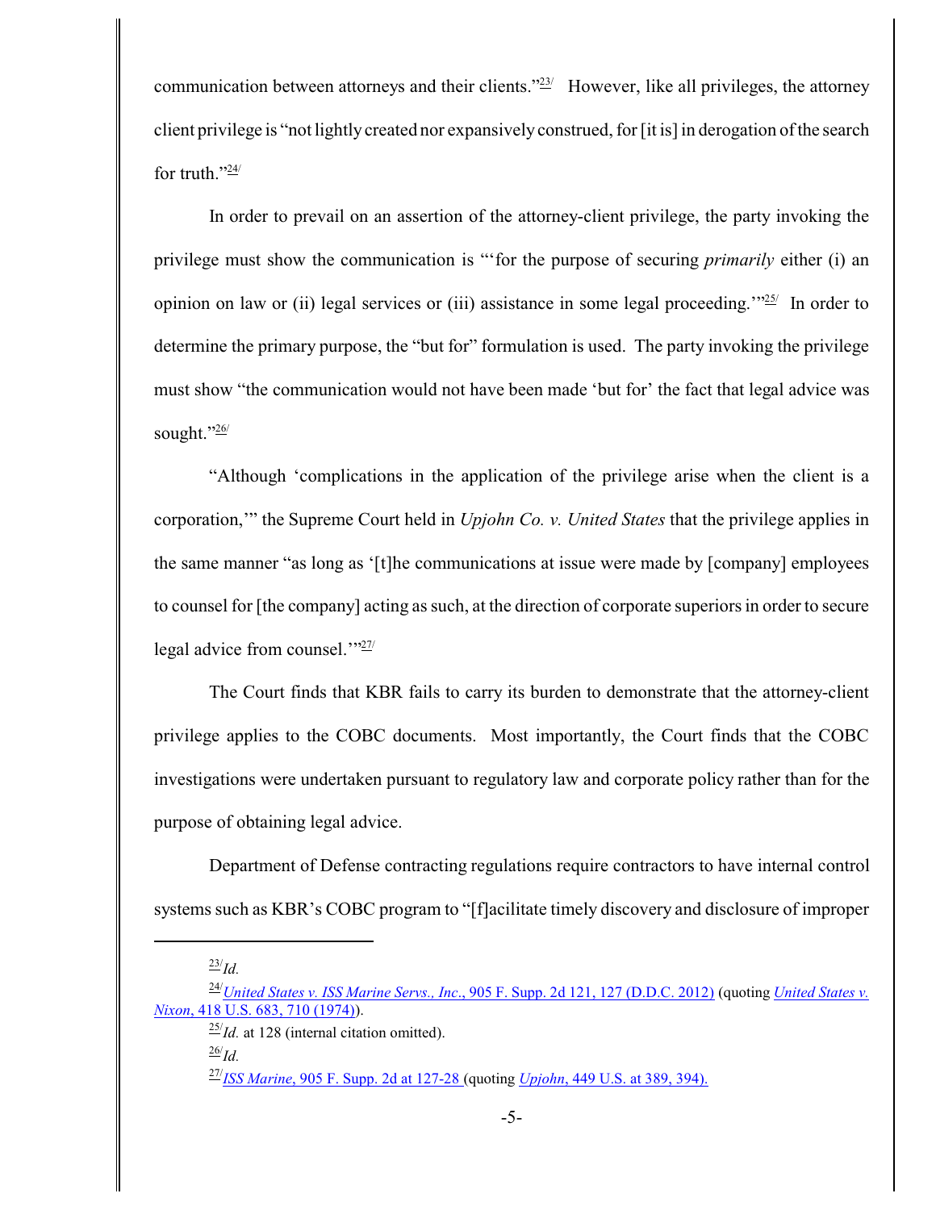communication between attorneys and their clients."[23] However, like all privileges, the attorney client privilege is "not lightly created nor expansively construed, for [it is] in derogation of the search for truth."[24]

In order to prevail on an assertion of the attorney-client privilege, the party invoking the privilege must show the communication is "'for the purpose of securing *primarily* either (i) an opinion on law or (ii) legal services or (iii) assistance in some legal proceeding.'"[25] In order to determine the primary purpose, the "but for" formulation is used. The party invoking the privilege must show "the communication would not have been made 'but for' the fact that legal advice was sought."[26]

"Although 'complications in the application of the privilege arise when the client is a corporation,'" the Supreme Court held in *Upjohn Co. v. United States* that the privilege applies in the same manner "as long as '[t]he communications at issue were made by [company] employees to counsel for [the company] acting as such, at the direction of corporate superiors in order to secure legal advice from counsel.'"[27]

The Court finds that KBR fails to carry its burden to demonstrate that the attorney-client privilege applies to the COBC documents. Most importantly, the Court finds that the COBC investigations were undertaken pursuant to regulatory law and corporate policy rather than for the purpose of obtaining legal advice.

Department of Defense contracting regulations require contractors to have internal control systems such as KBR's COBC program to "[f]acilitate timely discovery and disclosure of improper

---

[23] *Id.*

[24] *United States v. ISS Marine Servs., Inc.*, 905 F. Supp. 2d 121, 127 (D.D.C. 2012) (quoting *United States v. Nixon*, 418 U.S. 683, 710 (1974)).

[25] *Id.* at 128 (internal citation omitted).

[26] *Id.*

[27] *ISS Marine*, 905 F. Supp. 2d at 127-28 (quoting *Upjohn*, 449 U.S. at 389, 394).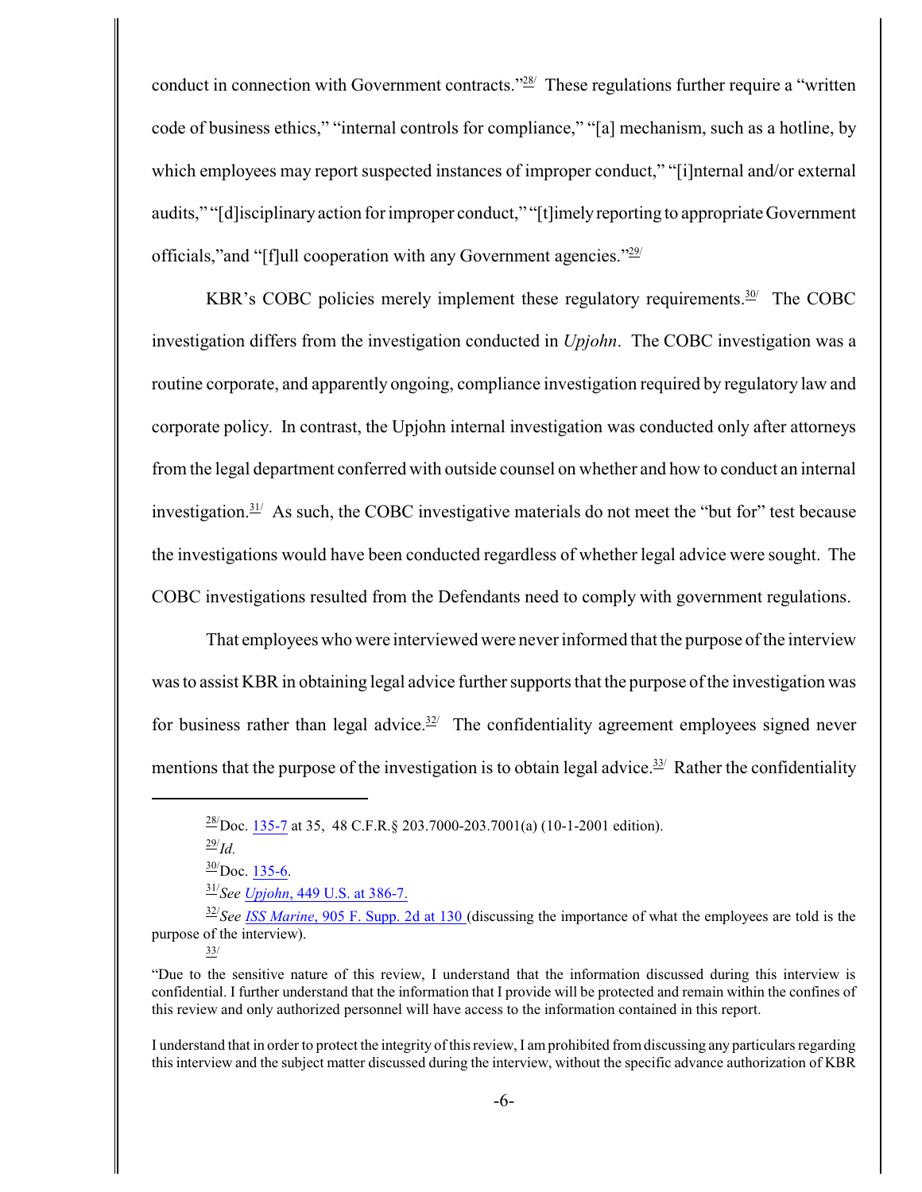conduct in connection with Government contracts."[28] These regulations further require a "written code of business ethics," "internal controls for compliance," "[a] mechanism, such as a hotline, by which employees may report suspected instances of improper conduct," "[i]nternal and/or external audits," "[d]isciplinary action for improper conduct," "[t]imely reporting to appropriate Government officials,"and "[f]ull cooperation with any Government agencies."[29]

KBR's COBC policies merely implement these regulatory requirements.[30] The COBC investigation differs from the investigation conducted in *Upjohn*. The COBC investigation was a routine corporate, and apparently ongoing, compliance investigation required by regulatory law and corporate policy. In contrast, the Upjohn internal investigation was conducted only after attorneys from the legal department conferred with outside counsel on whether and how to conduct an internal investigation.[31] As such, the COBC investigative materials do not meet the "but for" test because the investigations would have been conducted regardless of whether legal advice were sought. The COBC investigations resulted from the Defendants need to comply with government regulations.

That employees who were interviewed were never informed that the purpose of the interview was to assist KBR in obtaining legal advice further supports that the purpose of the investigation was for business rather than legal advice.[32] The confidentiality agreement employees signed never mentions that the purpose of the investigation is to obtain legal advice.[33] Rather the confidentiality

---

[28] Doc. 135-7 at 35, 48 C.F.R.§ 203.7000-203.7001(a) (10-1-2001 edition).

[29] *Id.*

[30] Doc. 135-6.

[31] *See Upjohn*, 449 U.S. at 386-7.

[32] *See ISS Marine*, 905 F. Supp. 2d at 130 (discussing the importance of what the employees are told is the purpose of the interview).

[33]

"Due to the sensitive nature of this review, I understand that the information discussed during this interview is confidential. I further understand that the information that I provide will be protected and remain within the confines of this review and only authorized personnel will have access to the information contained in this report.

I understand that in order to protect the integrity of this review, I am prohibited from discussing any particulars regarding this interview and the subject matter discussed during the interview, without the specific advance authorization of KBR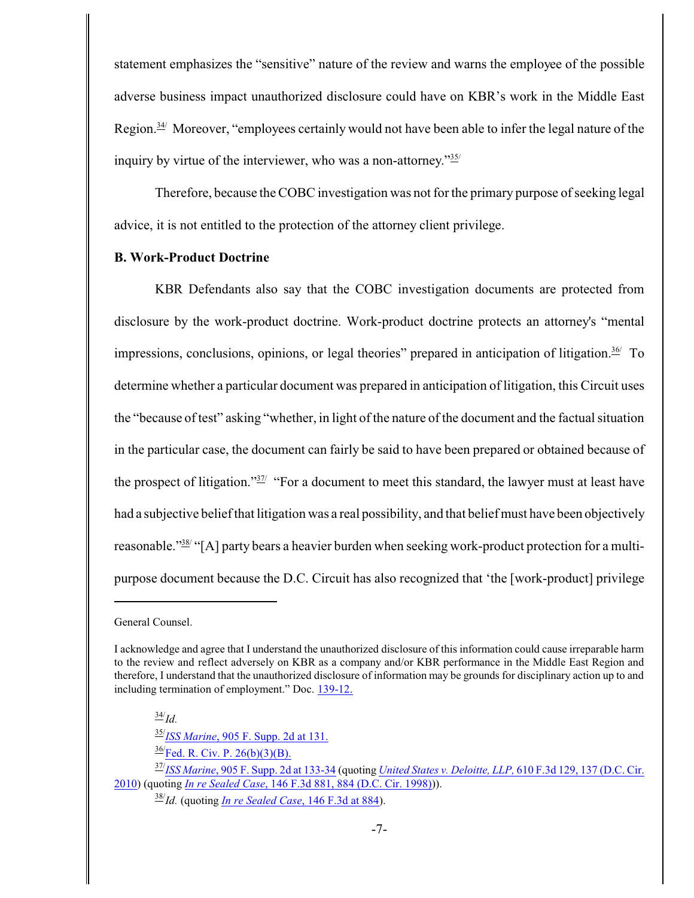statement emphasizes the "sensitive" nature of the review and warns the employee of the possible adverse business impact unauthorized disclosure could have on KBR's work in the Middle East Region.[34] Moreover, "employees certainly would not have been able to infer the legal nature of the inquiry by virtue of the interviewer, who was a non-attorney."[35]

Therefore, because the COBC investigation was not for the primary purpose of seeking legal advice, it is not entitled to the protection of the attorney client privilege.

**B. Work-Product Doctrine**

KBR Defendants also say that the COBC investigation documents are protected from disclosure by the work-product doctrine. Work-product doctrine protects an attorney's "mental impressions, conclusions, opinions, or legal theories" prepared in anticipation of litigation.[36] To determine whether a particular document was prepared in anticipation of litigation, this Circuit uses the "because of test" asking "whether, in light of the nature of the document and the factual situation in the particular case, the document can fairly be said to have been prepared or obtained because of the prospect of litigation."[37] "For a document to meet this standard, the lawyer must at least have had a subjective belief that litigation was a real possibility, and that belief must have been objectively reasonable."[38] "[A] party bears a heavier burden when seeking work-product protection for a multi-purpose document because the D.C. Circuit has also recognized that 'the [work-product] privilege

---

General Counsel.

I acknowledge and agree that I understand the unauthorized disclosure of this information could cause irreparable harm to the review and reflect adversely on KBR as a company and/or KBR performance in the Middle East Region and therefore, I understand that the unauthorized disclosure of information may be grounds for disciplinary action up to and including termination of employment." Doc. 139-12.

[34] *Id.*

[35] *ISS Marine*, 905 F. Supp. 2d at 131.

[36] Fed. R. Civ. P. 26(b)(3)(B).

[37] *ISS Marine*, 905 F. Supp. 2d at 133-34 (quoting *United States v. Deloitte, LLP*, 610 F.3d 129, 137 (D.C. Cir. 2010) (quoting *In re Sealed Case*, 146 F.3d 881, 884 (D.C. Cir. 1998))).

[38] *Id.* (quoting *In re Sealed Case*, 146 F.3d at 884).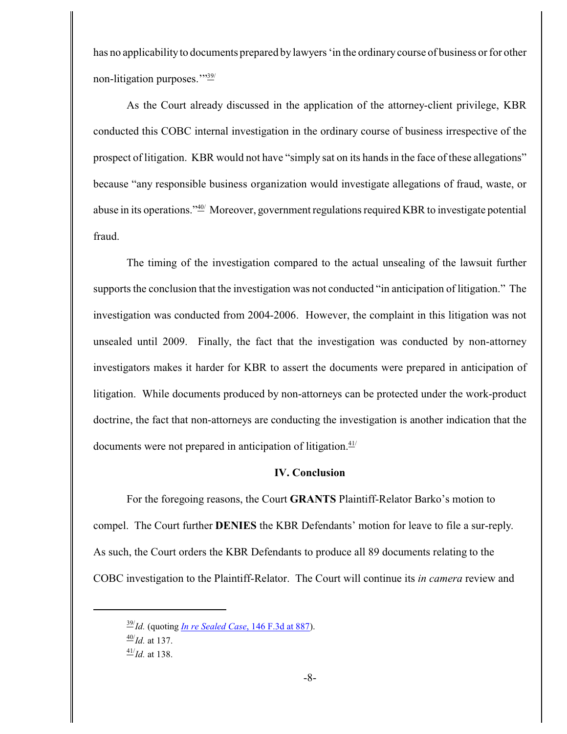has no applicability to documents prepared by lawyers 'in the ordinary course of business or for other non-litigation purposes.'"[39]

As the Court already discussed in the application of the attorney-client privilege, KBR conducted this COBC internal investigation in the ordinary course of business irrespective of the prospect of litigation. KBR would not have "simply sat on its hands in the face of these allegations" because "any responsible business organization would investigate allegations of fraud, waste, or abuse in its operations."[40] Moreover, government regulations required KBR to investigate potential fraud.

The timing of the investigation compared to the actual unsealing of the lawsuit further supports the conclusion that the investigation was not conducted "in anticipation of litigation." The investigation was conducted from 2004-2006. However, the complaint in this litigation was not unsealed until 2009. Finally, the fact that the investigation was conducted by non-attorney investigators makes it harder for KBR to assert the documents were prepared in anticipation of litigation. While documents produced by non-attorneys can be protected under the work-product doctrine, the fact that non-attorneys are conducting the investigation is another indication that the documents were not prepared in anticipation of litigation.[41]

## IV. Conclusion

For the foregoing reasons, the Court **GRANTS** Plaintiff-Relator Barko's motion to compel. The Court further **DENIES** the KBR Defendants' motion for leave to file a sur-reply. As such, the Court orders the KBR Defendants to produce all 89 documents relating to the COBC investigation to the Plaintiff-Relator. The Court will continue its *in camera* review and

---

[39] *Id.* (quoting *In re Sealed Case*, 146 F.3d at 887).

[40] *Id.* at 137.

[41] *Id.* at 138.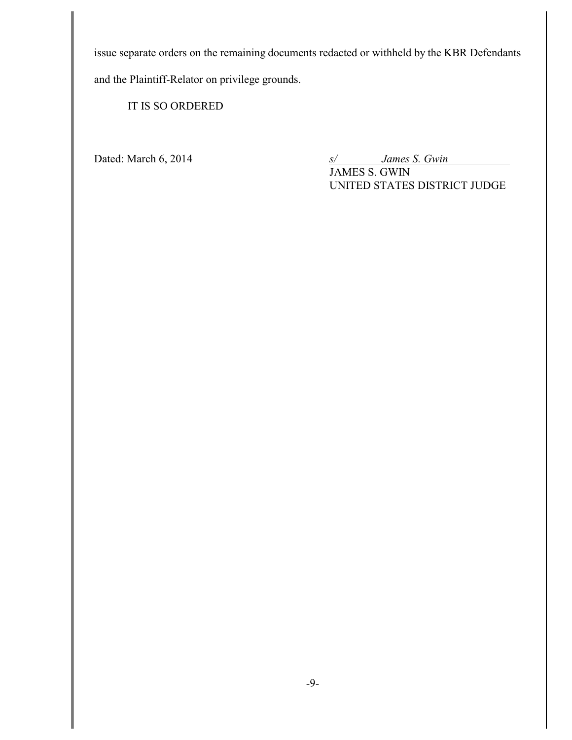issue separate orders on the remaining documents redacted or withheld by the KBR Defendants and the Plaintiff-Relator on privilege grounds.

IT IS SO ORDERED

Dated: March 6, 2014

*s/ James S. Gwin*
JAMES S. GWIN
UNITED STATES DISTRICT JUDGE